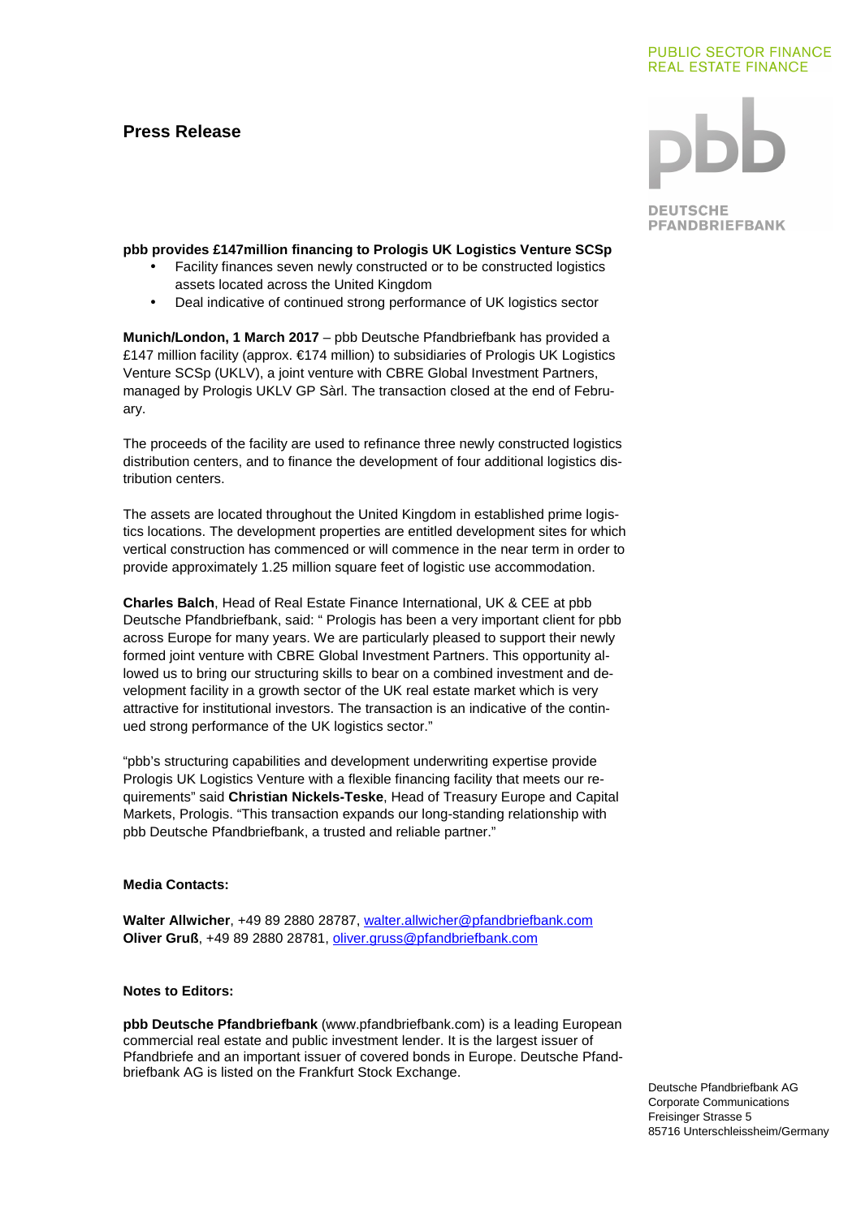PUBLIC SECTOR FINANCE
REAL ESTATE FINANCE

pbb DEUTSCHE PFANDBRIEFBANK

# Press Release

**pbb provides £147million financing to Prologis UK Logistics Venture SCSp**

- Facility finances seven newly constructed or to be constructed logistics assets located across the United Kingdom
- Deal indicative of continued strong performance of UK logistics sector

**Munich/London, 1 March 2017** – pbb Deutsche Pfandbriefbank has provided a £147 million facility (approx. €174 million) to subsidiaries of Prologis UK Logistics Venture SCSp (UKLV), a joint venture with CBRE Global Investment Partners, managed by Prologis UKLV GP Sàrl. The transaction closed at the end of February.

The proceeds of the facility are used to refinance three newly constructed logistics distribution centers, and to finance the development of four additional logistics distribution centers.

The assets are located throughout the United Kingdom in established prime logistics locations. The development properties are entitled development sites for which vertical construction has commenced or will commence in the near term in order to provide approximately 1.25 million square feet of logistic use accommodation.

**Charles Balch**, Head of Real Estate Finance International, UK & CEE at pbb Deutsche Pfandbriefbank, said: " Prologis has been a very important client for pbb across Europe for many years. We are particularly pleased to support their newly formed joint venture with CBRE Global Investment Partners. This opportunity allowed us to bring our structuring skills to bear on a combined investment and development facility in a growth sector of the UK real estate market which is very attractive for institutional investors. The transaction is an indicative of the continued strong performance of the UK logistics sector."

"pbb's structuring capabilities and development underwriting expertise provide Prologis UK Logistics Venture with a flexible financing facility that meets our requirements" said **Christian Nickels-Teske**, Head of Treasury Europe and Capital Markets, Prologis. "This transaction expands our long-standing relationship with pbb Deutsche Pfandbriefbank, a trusted and reliable partner."

**Media Contacts:**

**Walter Allwicher**, +49 89 2880 28787, walter.allwicher@pfandbriefbank.com
**Oliver Gruß**, +49 89 2880 28781, oliver.gruss@pfandbriefbank.com

**Notes to Editors:**

**pbb Deutsche Pfandbriefbank** (www.pfandbriefbank.com) is a leading European commercial real estate and public investment lender. It is the largest issuer of Pfandbriefe and an important issuer of covered bonds in Europe. Deutsche Pfandbriefbank AG is listed on the Frankfurt Stock Exchange.

Deutsche Pfandbriefbank AG
Corporate Communications
Freisinger Strasse 5
85716 Unterschleissheim/Germany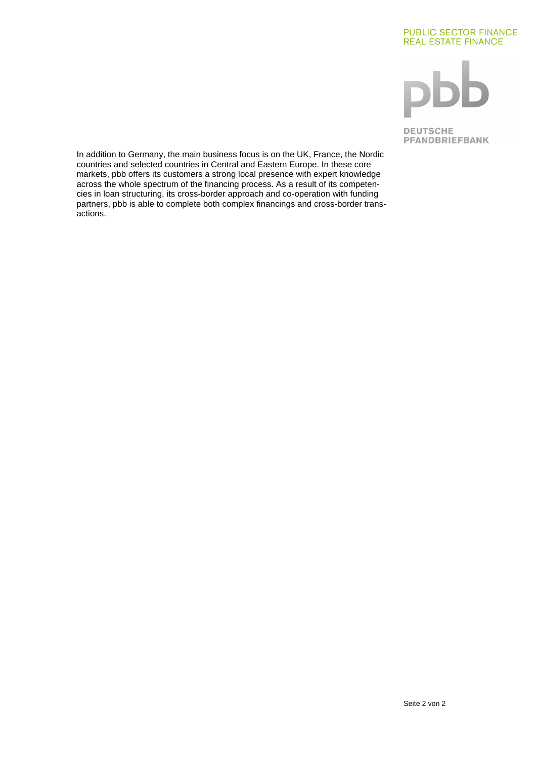In addition to Germany, the main business focus is on the UK, France, the Nordic countries and selected countries in Central and Eastern Europe. In these core markets, pbb offers its customers a strong local presence with expert knowledge across the whole spectrum of the financing process. As a result of its competencies in loan structuring, its cross-border approach and co-operation with funding partners, pbb is able to complete both complex financings and cross-border transactions.